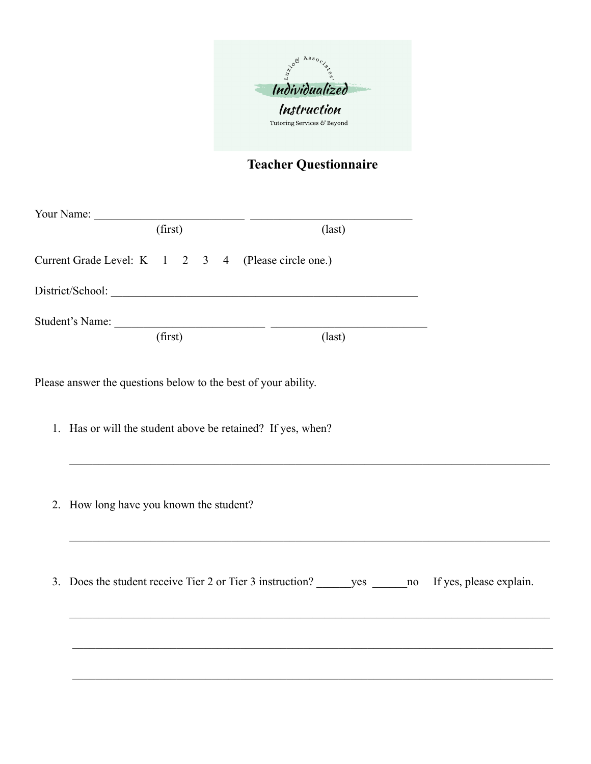# Teacher Questionnaire

Your Name: __________________________ ____________________________
(first) (last)

Current Grade Level: K 1 2 3 4 (Please circle one.)

District/School: ______________________________________________________

Student's Name: __________________________ ___________________________
(first) (last)

Please answer the questions below to the best of your ability.

1. Has or will the student above be retained? If yes, when?

   ____________________________________________________________________________________

2. How long have you known the student?

   ____________________________________________________________________________________

3. Does the student receive Tier 2 or Tier 3 instruction? ______yes ______no If yes, please explain.

   ____________________________________________________________________________________

   ____________________________________________________________________________________

   ____________________________________________________________________________________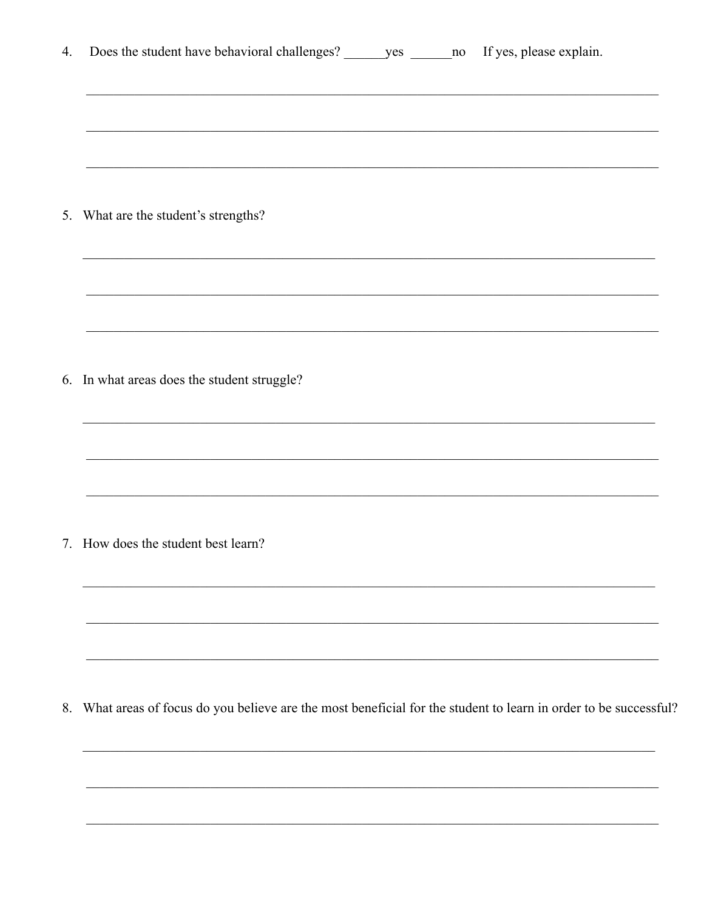4. Does the student have behavioral challenges? ______yes ______no If yes, please explain.

_______________________________________________________________________________

_______________________________________________________________________________

_______________________________________________________________________________

5. What are the student's strengths?

_______________________________________________________________________________

_______________________________________________________________________________

_______________________________________________________________________________

6. In what areas does the student struggle?

_______________________________________________________________________________

_______________________________________________________________________________

_______________________________________________________________________________

7. How does the student best learn?

_______________________________________________________________________________

_______________________________________________________________________________

_______________________________________________________________________________

8. What areas of focus do you believe are the most beneficial for the student to learn in order to be successful?

_______________________________________________________________________________

_______________________________________________________________________________

_______________________________________________________________________________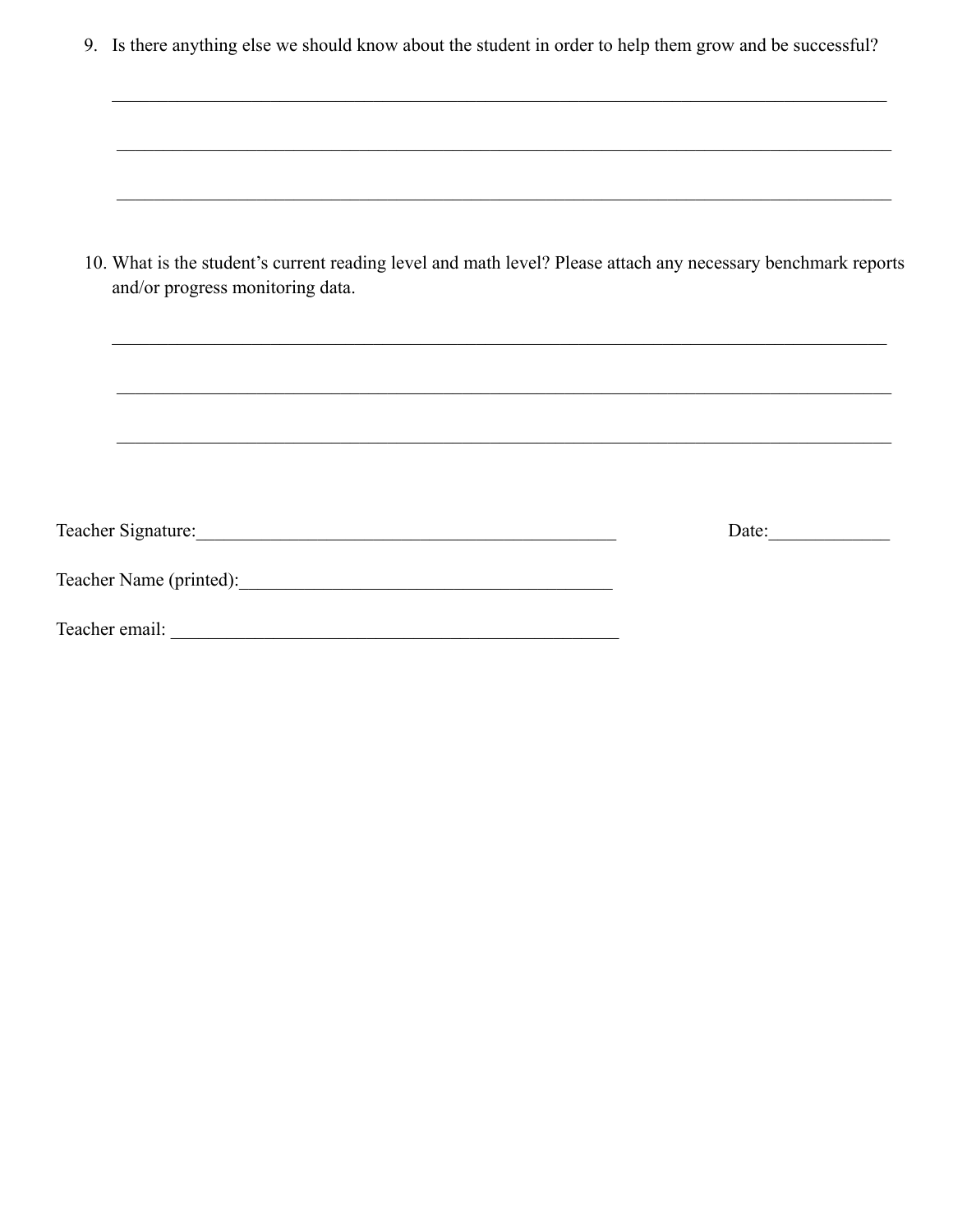9. Is there anything else we should know about the student in order to help them grow and be successful?

 ______________________________________________________________________________________

 ______________________________________________________________________________________

 ______________________________________________________________________________________

10. What is the student's current reading level and math level? Please attach any necessary benchmark reports and/or progress monitoring data.

 ______________________________________________________________________________________

 ______________________________________________________________________________________

 ______________________________________________________________________________________

Teacher Signature:_______________________________________________ Date:_____________

Teacher Name (printed):__________________________________________

Teacher email: __________________________________________________